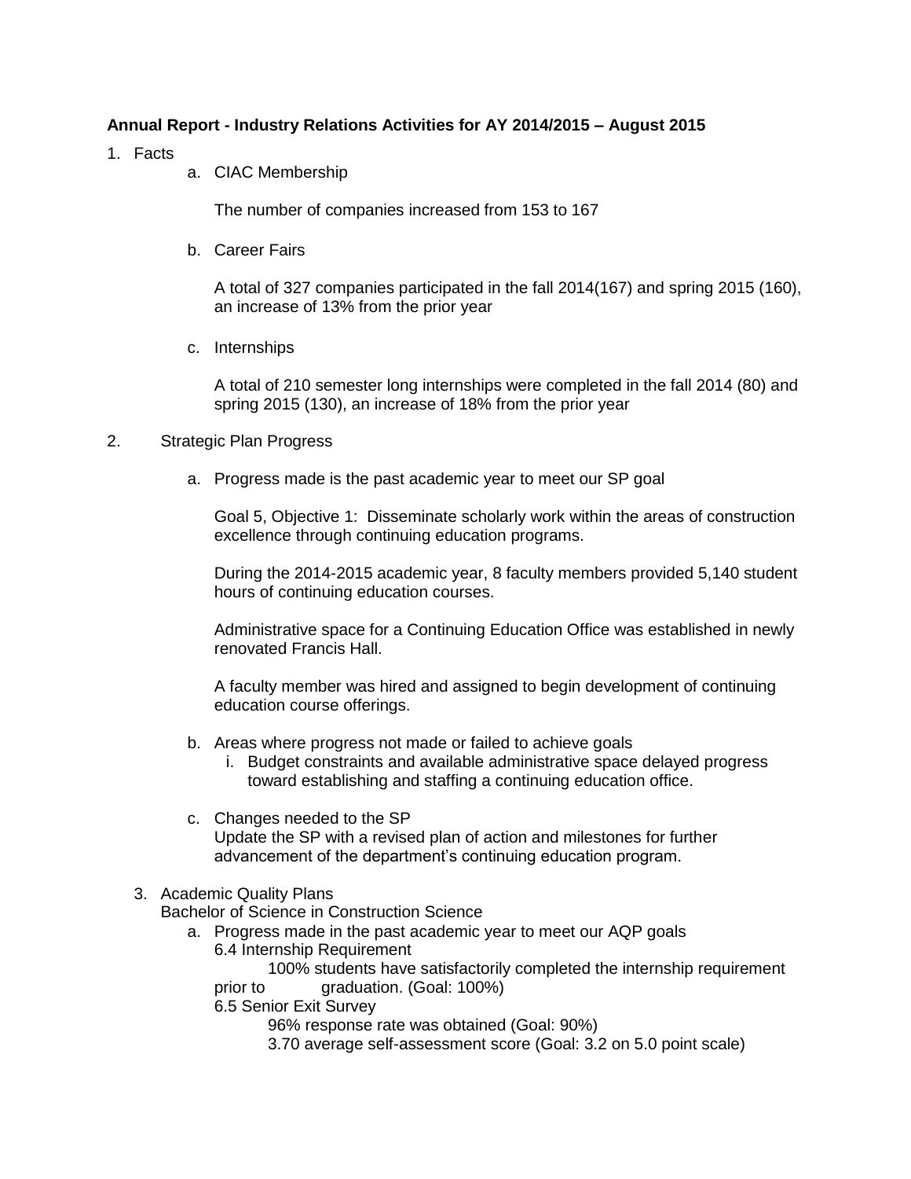**Annual Report - Industry Relations Activities for AY 2014/2015 – August 2015**

1. Facts
   a. CIAC Membership

      The number of companies increased from 153 to 167

   b. Career Fairs

      A total of 327 companies participated in the fall 2014(167) and spring 2015 (160), an increase of 13% from the prior year

   c. Internships

      A total of 210 semester long internships were completed in the fall 2014 (80) and spring 2015 (130), an increase of 18% from the prior year

2. Strategic Plan Progress

   a. Progress made is the past academic year to meet our SP goal

      Goal 5, Objective 1: Disseminate scholarly work within the areas of construction excellence through continuing education programs.

      During the 2014-2015 academic year, 8 faculty members provided 5,140 student hours of continuing education courses.

      Administrative space for a Continuing Education Office was established in newly renovated Francis Hall.

      A faculty member was hired and assigned to begin development of continuing education course offerings.

   b. Areas where progress not made or failed to achieve goals
      i. Budget constraints and available administrative space delayed progress toward establishing and staffing a continuing education office.

   c. Changes needed to the SP
      Update the SP with a revised plan of action and milestones for further advancement of the department's continuing education program.

3. Academic Quality Plans
   Bachelor of Science in Construction Science
   a. Progress made in the past academic year to meet our AQP goals
      6.4 Internship Requirement
         100% students have satisfactorily completed the internship requirement prior to graduation. (Goal: 100%)
      6.5 Senior Exit Survey
         96% response rate was obtained (Goal: 90%)
         3.70 average self-assessment score (Goal: 3.2 on 5.0 point scale)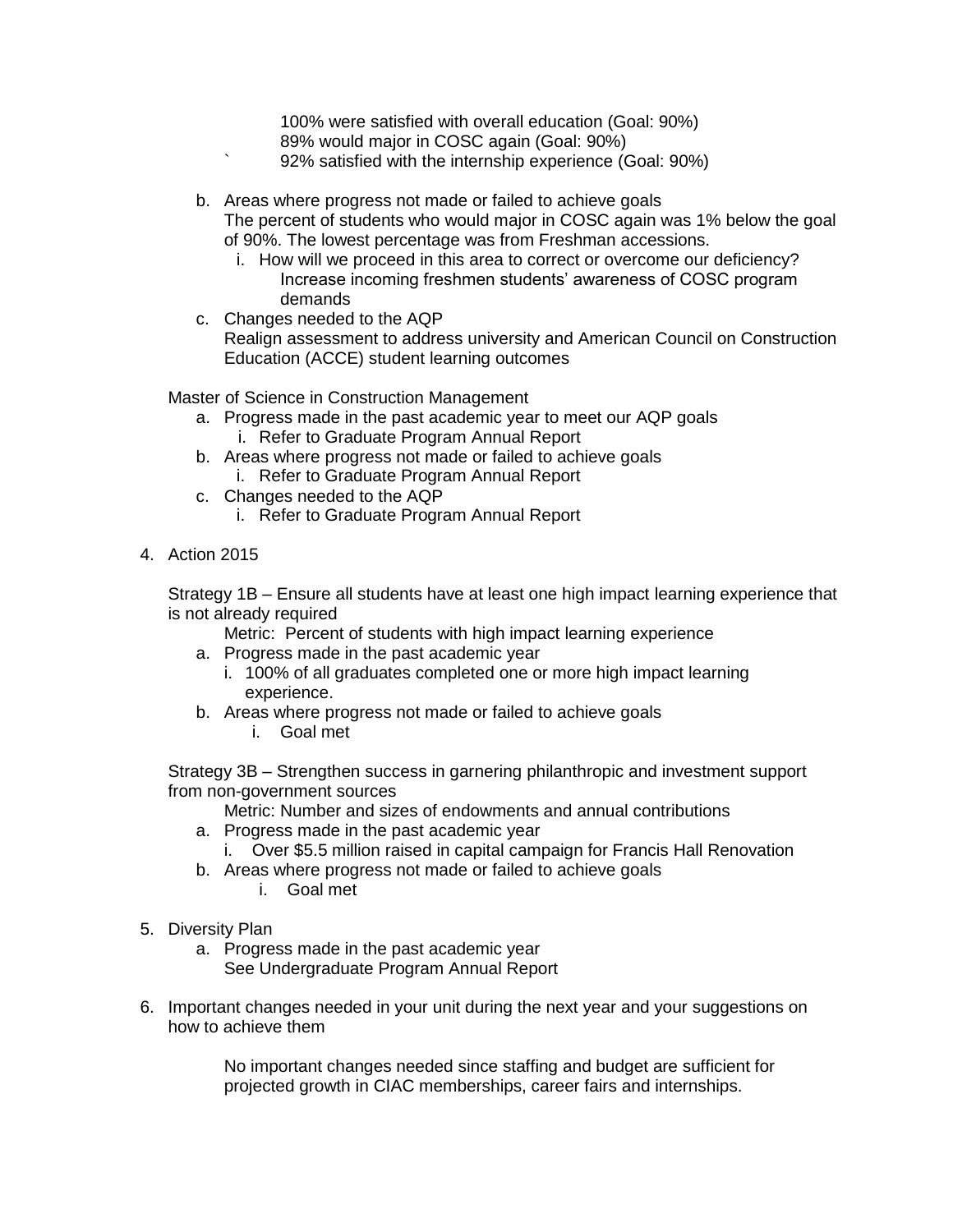100% were satisfied with overall education (Goal: 90%)
89% would major in COSC again (Goal: 90%)
` 92% satisfied with the internship experience (Goal: 90%)

b. Areas where progress not made or failed to achieve goals
   The percent of students who would major in COSC again was 1% below the goal of 90%. The lowest percentage was from Freshman accessions.
   i. How will we proceed in this area to correct or overcome our deficiency?
      Increase incoming freshmen students' awareness of COSC program demands
c. Changes needed to the AQP
   Realign assessment to address university and American Council on Construction Education (ACCE) student learning outcomes

Master of Science in Construction Management

a. Progress made in the past academic year to meet our AQP goals
   i. Refer to Graduate Program Annual Report
b. Areas where progress not made or failed to achieve goals
   i. Refer to Graduate Program Annual Report
c. Changes needed to the AQP
   i. Refer to Graduate Program Annual Report

4. Action 2015

   Strategy 1B – Ensure all students have at least one high impact learning experience that is not already required
   
   Metric: Percent of students with high impact learning experience
   
   a. Progress made in the past academic year
      i. 100% of all graduates completed one or more high impact learning experience.
   b. Areas where progress not made or failed to achieve goals
      i. Goal met

   Strategy 3B – Strengthen success in garnering philanthropic and investment support from non-government sources
   
   Metric: Number and sizes of endowments and annual contributions
   
   a. Progress made in the past academic year
      i. Over $5.5 million raised in capital campaign for Francis Hall Renovation
   b. Areas where progress not made or failed to achieve goals
      i. Goal met

5. Diversity Plan
   a. Progress made in the past academic year
      See Undergraduate Program Annual Report

6. Important changes needed in your unit during the next year and your suggestions on how to achieve them

   No important changes needed since staffing and budget are sufficient for projected growth in CIAC memberships, career fairs and internships.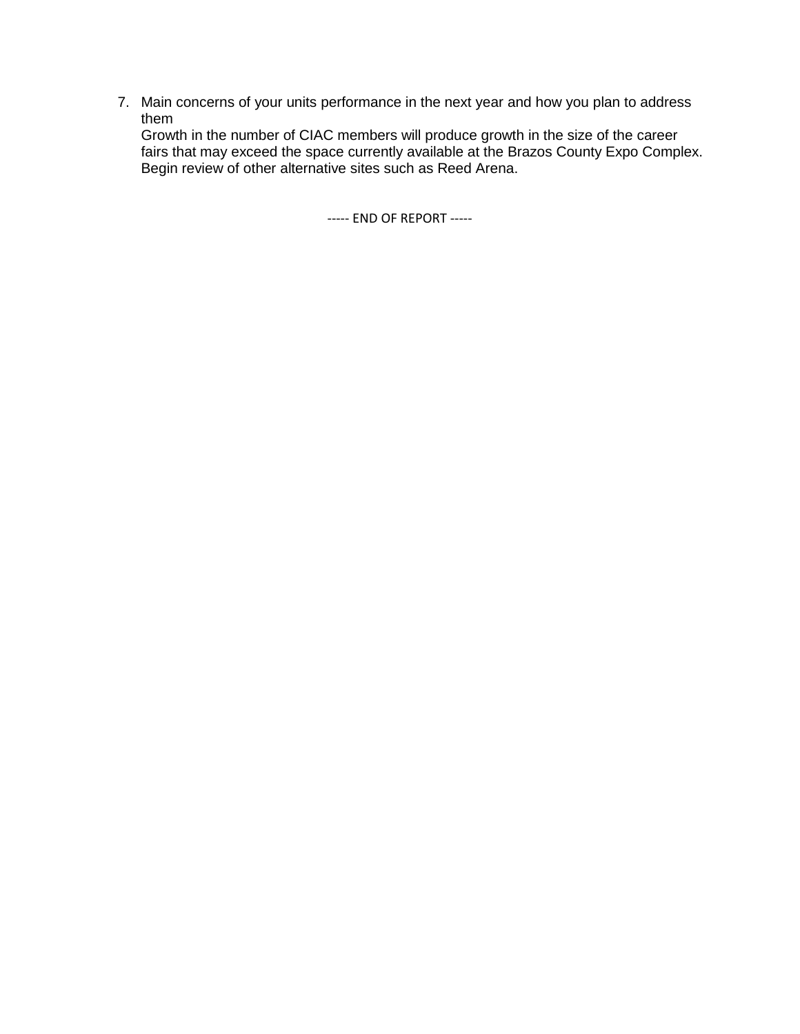7. Main concerns of your units performance in the next year and how you plan to address them
   Growth in the number of CIAC members will produce growth in the size of the career fairs that may exceed the space currently available at the Brazos County Expo Complex. Begin review of other alternative sites such as Reed Arena.

----- END OF REPORT -----